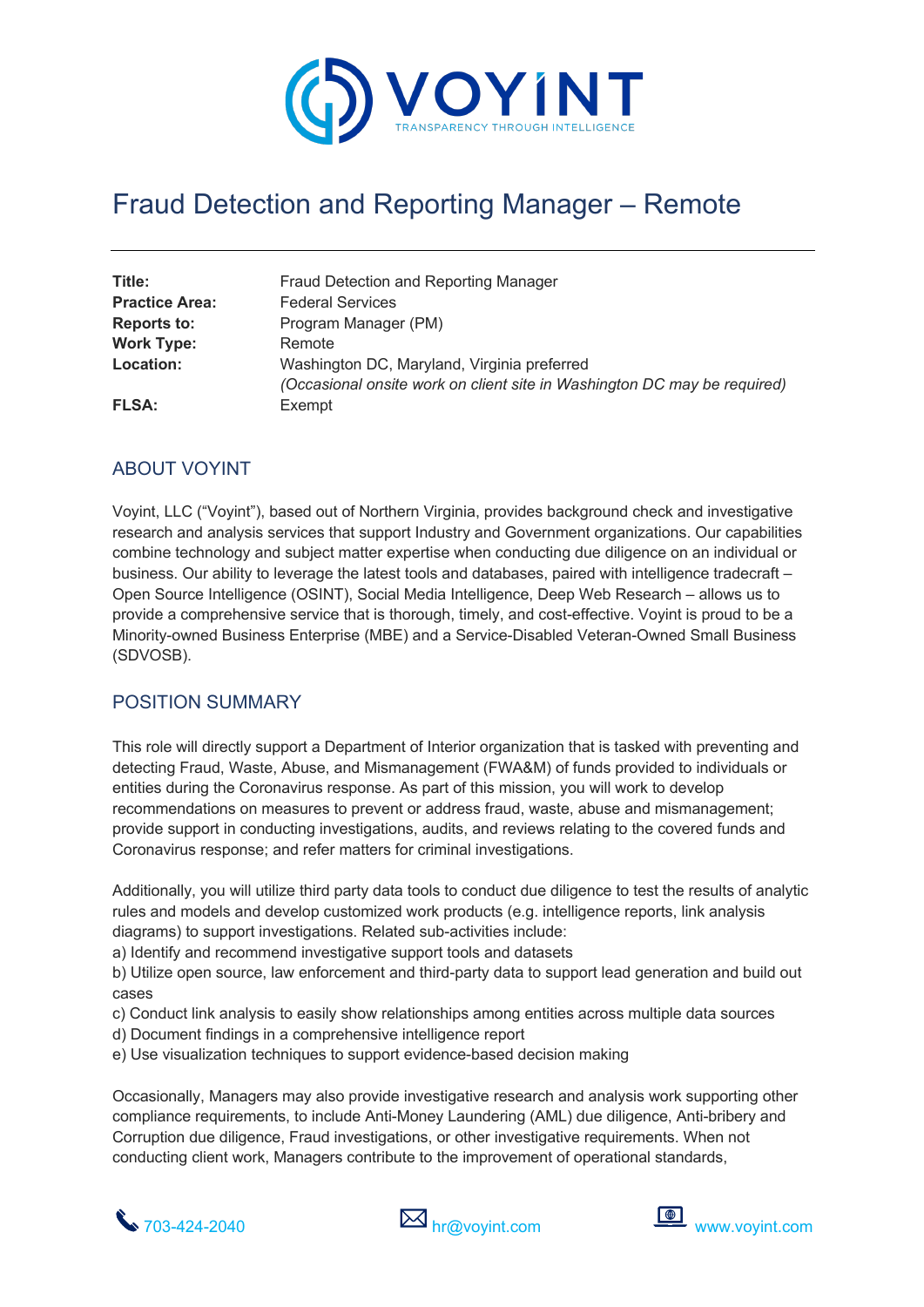# Fraud Detection and Reporting Manager – Remote

| | |
|---|---|
| **Title:** | Fraud Detection and Reporting Manager |
| **Practice Area:** | Federal Services |
| **Reports to:** | Program Manager (PM) |
| **Work Type:** | Remote |
| **Location:** | Washington DC, Maryland, Virginia preferred *(Occasional onsite work on client site in Washington DC may be required)* |
| **FLSA:** | Exempt |

## ABOUT VOYINT

Voyint, LLC ("Voyint"), based out of Northern Virginia, provides background check and investigative research and analysis services that support Industry and Government organizations. Our capabilities combine technology and subject matter expertise when conducting due diligence on an individual or business. Our ability to leverage the latest tools and databases, paired with intelligence tradecraft – Open Source Intelligence (OSINT), Social Media Intelligence, Deep Web Research – allows us to provide a comprehensive service that is thorough, timely, and cost-effective. Voyint is proud to be a Minority-owned Business Enterprise (MBE) and a Service-Disabled Veteran-Owned Small Business (SDVOSB).

## POSITION SUMMARY

This role will directly support a Department of Interior organization that is tasked with preventing and detecting Fraud, Waste, Abuse, and Mismanagement (FWA&M) of funds provided to individuals or entities during the Coronavirus response. As part of this mission, you will work to develop recommendations on measures to prevent or address fraud, waste, abuse and mismanagement; provide support in conducting investigations, audits, and reviews relating to the covered funds and Coronavirus response; and refer matters for criminal investigations.

Additionally, you will utilize third party data tools to conduct due diligence to test the results of analytic rules and models and develop customized work products (e.g. intelligence reports, link analysis diagrams) to support investigations. Related sub-activities include:

a) Identify and recommend investigative support tools and datasets
b) Utilize open source, law enforcement and third-party data to support lead generation and build out cases
c) Conduct link analysis to easily show relationships among entities across multiple data sources
d) Document findings in a comprehensive intelligence report
e) Use visualization techniques to support evidence-based decision making

Occasionally, Managers may also provide investigative research and analysis work supporting other compliance requirements, to include Anti-Money Laundering (AML) due diligence, Anti-bribery and Corruption due diligence, Fraud investigations, or other investigative requirements. When not conducting client work, Managers contribute to the improvement of operational standards,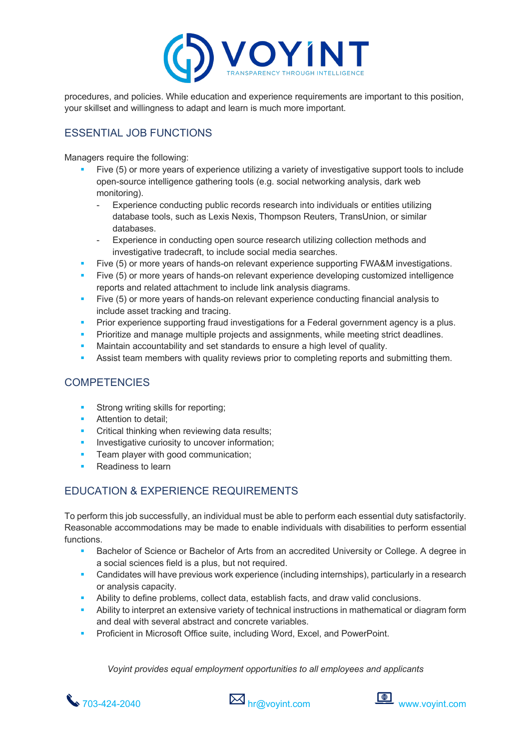procedures, and policies. While education and experience requirements are important to this position, your skillset and willingness to adapt and learn is much more important.

## ESSENTIAL JOB FUNCTIONS

Managers require the following:

- Five (5) or more years of experience utilizing a variety of investigative support tools to include open-source intelligence gathering tools (e.g. social networking analysis, dark web monitoring).
  - Experience conducting public records research into individuals or entities utilizing database tools, such as Lexis Nexis, Thompson Reuters, TransUnion, or similar databases.
  - Experience in conducting open source research utilizing collection methods and investigative tradecraft, to include social media searches.
- Five (5) or more years of hands-on relevant experience supporting FWA&M investigations.
- Five (5) or more years of hands-on relevant experience developing customized intelligence reports and related attachment to include link analysis diagrams.
- Five (5) or more years of hands-on relevant experience conducting financial analysis to include asset tracking and tracing.
- Prior experience supporting fraud investigations for a Federal government agency is a plus.
- Prioritize and manage multiple projects and assignments, while meeting strict deadlines.
- Maintain accountability and set standards to ensure a high level of quality.
- Assist team members with quality reviews prior to completing reports and submitting them.

## COMPETENCIES

- Strong writing skills for reporting;
- Attention to detail;
- Critical thinking when reviewing data results;
- Investigative curiosity to uncover information;
- Team player with good communication;
- Readiness to learn

## EDUCATION & EXPERIENCE REQUIREMENTS

To perform this job successfully, an individual must be able to perform each essential duty satisfactorily. Reasonable accommodations may be made to enable individuals with disabilities to perform essential functions.

- Bachelor of Science or Bachelor of Arts from an accredited University or College. A degree in a social sciences field is a plus, but not required.
- Candidates will have previous work experience (including internships), particularly in a research or analysis capacity.
- Ability to define problems, collect data, establish facts, and draw valid conclusions.
- Ability to interpret an extensive variety of technical instructions in mathematical or diagram form and deal with several abstract and concrete variables.
- Proficient in Microsoft Office suite, including Word, Excel, and PowerPoint.

*Voyint provides equal employment opportunities to all employees and applicants*

703-424-2040 hr@voyint.com www.voyint.com